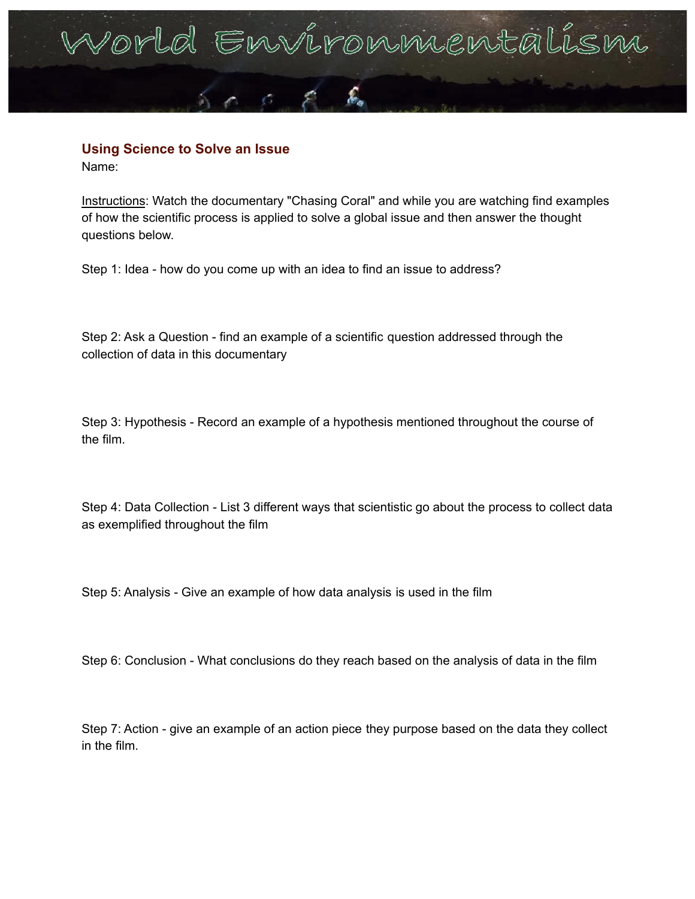# World Environmentalism

## Using Science to Solve an Issue

Name:

Instructions: Watch the documentary "Chasing Coral" and while you are watching find examples of how the scientific process is applied to solve a global issue and then answer the thought questions below.

Step 1: Idea - how do you come up with an idea to find an issue to address?

Step 2: Ask a Question - find an example of a scientific question addressed through the collection of data in this documentary

Step 3: Hypothesis - Record an example of a hypothesis mentioned throughout the course of the film.

Step 4: Data Collection - List 3 different ways that scientistic go about the process to collect data as exemplified throughout the film

Step 5: Analysis - Give an example of how data analysis is used in the film

Step 6: Conclusion - What conclusions do they reach based on the analysis of data in the film

Step 7: Action - give an example of an action piece they purpose based on the data they collect in the film.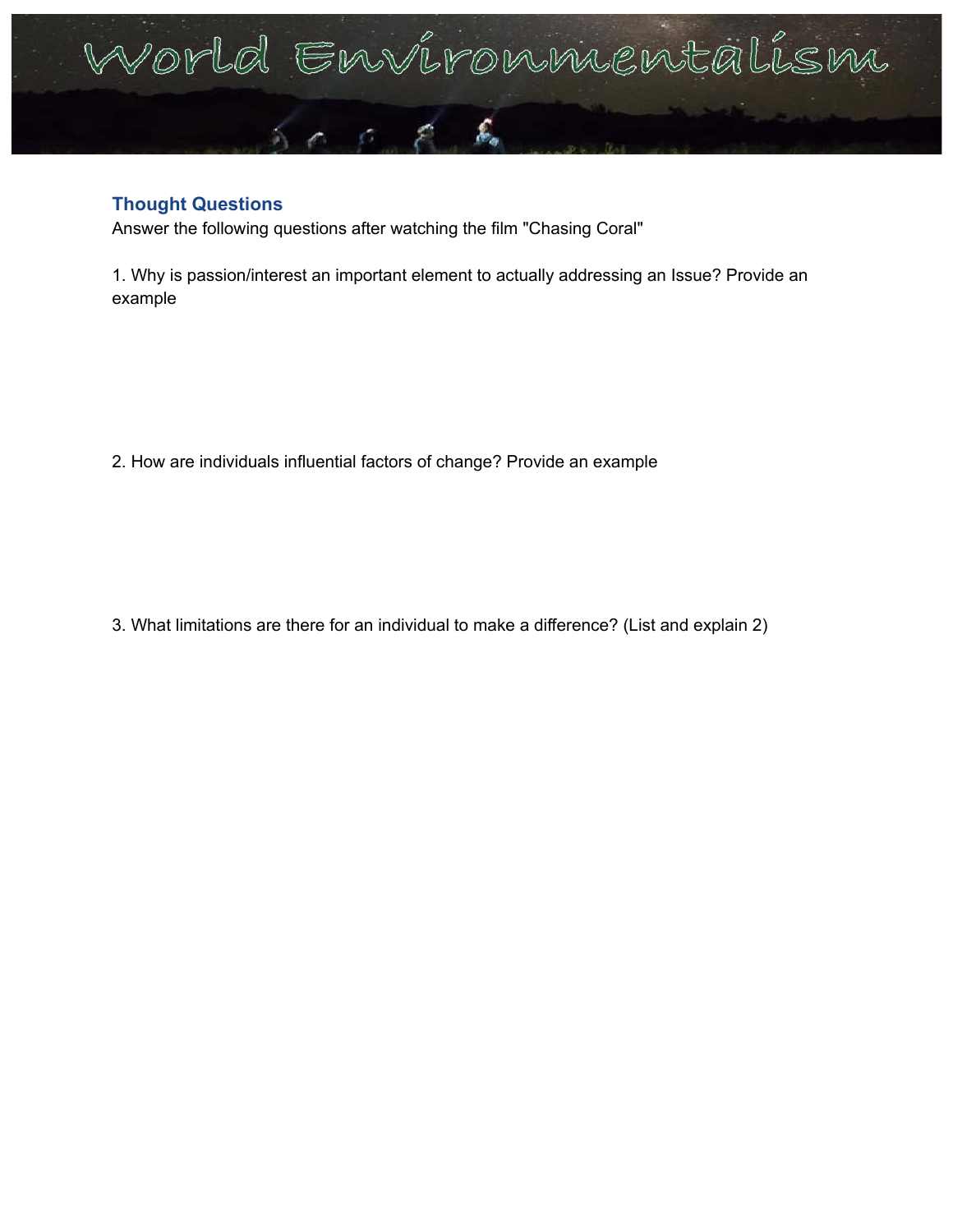# World Environmentalism

## Thought Questions

Answer the following questions after watching the film "Chasing Coral"

1. Why is passion/interest an important element to actually addressing an Issue? Provide an example

2. How are individuals influential factors of change? Provide an example

3. What limitations are there for an individual to make a difference? (List and explain 2)